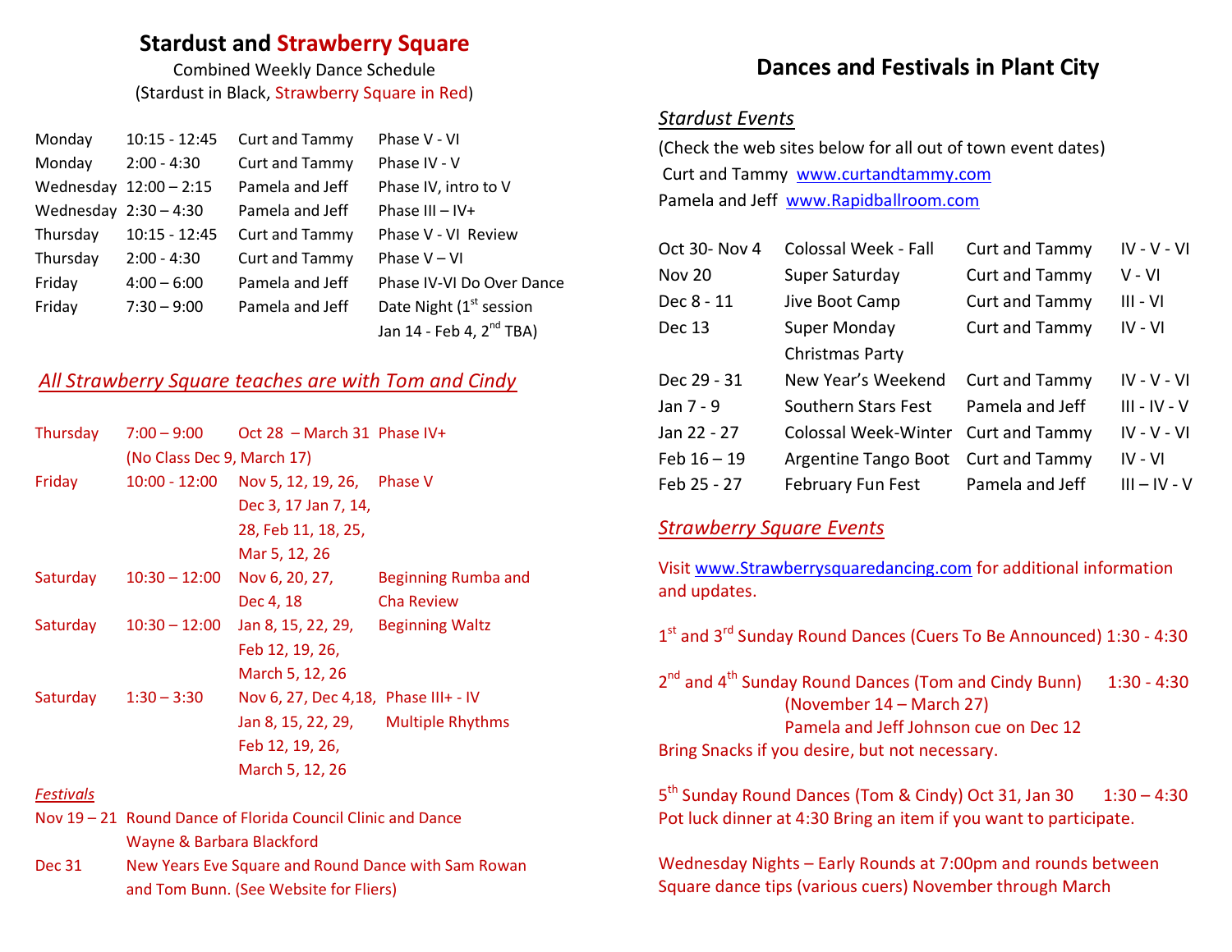## Stardust and Strawberry Square

Combined Weekly Dance Schedule
(Stardust in Black, Strawberry Square in Red)

| | | | |
|---|---|---|---|
| Monday | 10:15 - 12:45 | Curt and Tammy | Phase V - VI |
| Monday | 2:00 - 4:30 | Curt and Tammy | Phase IV - V |
| Wednesday | 12:00 – 2:15 | Pamela and Jeff | Phase IV, intro to V |
| Wednesday | 2:30 – 4:30 | Pamela and Jeff | Phase III – IV+ |
| Thursday | 10:15 - 12:45 | Curt and Tammy | Phase V - VI Review |
| Thursday | 2:00 - 4:30 | Curt and Tammy | Phase V – VI |
| Friday | 4:00 – 6:00 | Pamela and Jeff | Phase IV-VI Do Over Dance |
| Friday | 7:30 – 9:00 | Pamela and Jeff | Date Night (1st session Jan 14 - Feb 4, 2nd TBA) |

### *All Strawberry Square teaches are with Tom and Cindy*

| | | | |
|---|---|---|---|
| Thursday | 7:00 – 9:00 (No Class Dec 9, March 17) | Oct 28 – March 31 | Phase IV+ |
| Friday | 10:00 - 12:00 | Nov 5, 12, 19, 26, Dec 3, 17 Jan 7, 14, 28, Feb 11, 18, 25, Mar 5, 12, 26 | Phase V |
| Saturday | 10:30 – 12:00 | Nov 6, 20, 27, Dec 4, 18 | Beginning Rumba and Cha Review |
| Saturday | 10:30 – 12:00 | Jan 8, 15, 22, 29, Feb 12, 19, 26, March 5, 12, 26 | Beginning Waltz |
| Saturday | 1:30 – 3:30 | Nov 6, 27, Dec 4,18, Jan 8, 15, 22, 29, Feb 12, 19, 26, March 5, 12, 26 | Phase III+ - IV Multiple Rhythms |

*Festivals*

Nov 19 – 21 Round Dance of Florida Council Clinic and Dance Wayne & Barbara Blackford

Dec 31 New Years Eve Square and Round Dance with Sam Rowan and Tom Bunn. (See Website for Fliers)

## Dances and Festivals in Plant City

### *Stardust Events*

(Check the web sites below for all out of town event dates)
Curt and Tammy www.curtandtammy.com
Pamela and Jeff www.Rapidballroom.com

| | | | |
|---|---|---|---|
| Oct 30- Nov 4 | Colossal Week - Fall | Curt and Tammy | IV - V - VI |
| Nov 20 | Super Saturday | Curt and Tammy | V - VI |
| Dec 8 - 11 | Jive Boot Camp | Curt and Tammy | III - VI |
| Dec 13 | Super Monday Christmas Party | Curt and Tammy | IV - VI |
| Dec 29 - 31 | New Year's Weekend | Curt and Tammy | IV - V - VI |
| Jan 7 - 9 | Southern Stars Fest | Pamela and Jeff | III - IV - V |
| Jan 22 - 27 | Colossal Week-Winter | Curt and Tammy | IV - V - VI |
| Feb 16 – 19 | Argentine Tango Boot | Curt and Tammy | IV - VI |
| Feb 25 - 27 | February Fun Fest | Pamela and Jeff | III – IV - V |

### *Strawberry Square Events*

Visit www.Strawberrysquaredancing.com for additional information and updates.

1st and 3rd Sunday Round Dances (Cuers To Be Announced) 1:30 - 4:30

2nd and 4th Sunday Round Dances (Tom and Cindy Bunn) 1:30 - 4:30
(November 14 – March 27)
Pamela and Jeff Johnson cue on Dec 12
Bring Snacks if you desire, but not necessary.

5th Sunday Round Dances (Tom & Cindy) Oct 31, Jan 30 1:30 – 4:30
Pot luck dinner at 4:30 Bring an item if you want to participate.

Wednesday Nights – Early Rounds at 7:00pm and rounds between Square dance tips (various cuers) November through March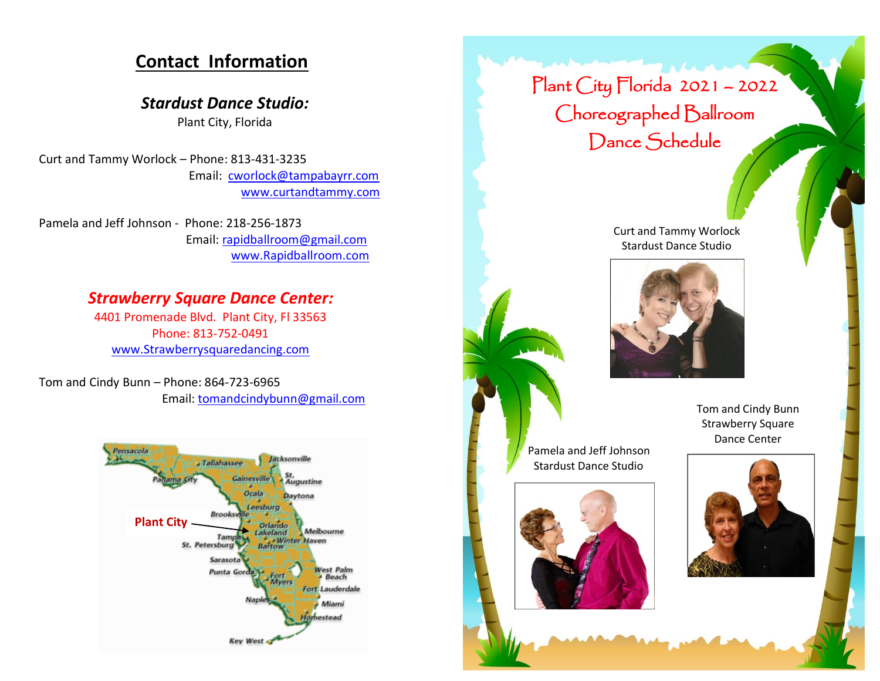## Contact Information

***Stardust Dance Studio:***

Plant City, Florida

Curt and Tammy Worlock – Phone: 813-431-3235
Email: cworlock@tampabayrr.com
www.curtandtammy.com

Pamela and Jeff Johnson - Phone: 218-256-1873
Email: rapidballroom@gmail.com
www.Rapidballroom.com

***Strawberry Square Dance Center:***

4401 Promenade Blvd. Plant City, Fl 33563
Phone: 813-752-0491
www.Strawberrysquaredancing.com

Tom and Cindy Bunn – Phone: 864-723-6965
Email: tomandcindybunn@gmail.com

Pensacola
Tallahassee
Jacksonville
Panama City
Gainesville
St. Augustine
Ocala
Daytona
Leesburg
Brooksville
Plant City
Orlando
Lakeland
Melbourne
Tampa
Winter Haven
St. Petersburg
Bartow
Sarasota
Punta Gorda
Fort Myers
West Palm Beach
Fort Lauderdale
Naples
Miami
Homestead
Key West

# Plant City Florida 2021 – 2022 Choreographed Ballroom Dance Schedule

Curt and Tammy Worlock
Stardust Dance Studio

Tom and Cindy Bunn
Strawberry Square
Dance Center

Pamela and Jeff Johnson
Stardust Dance Studio